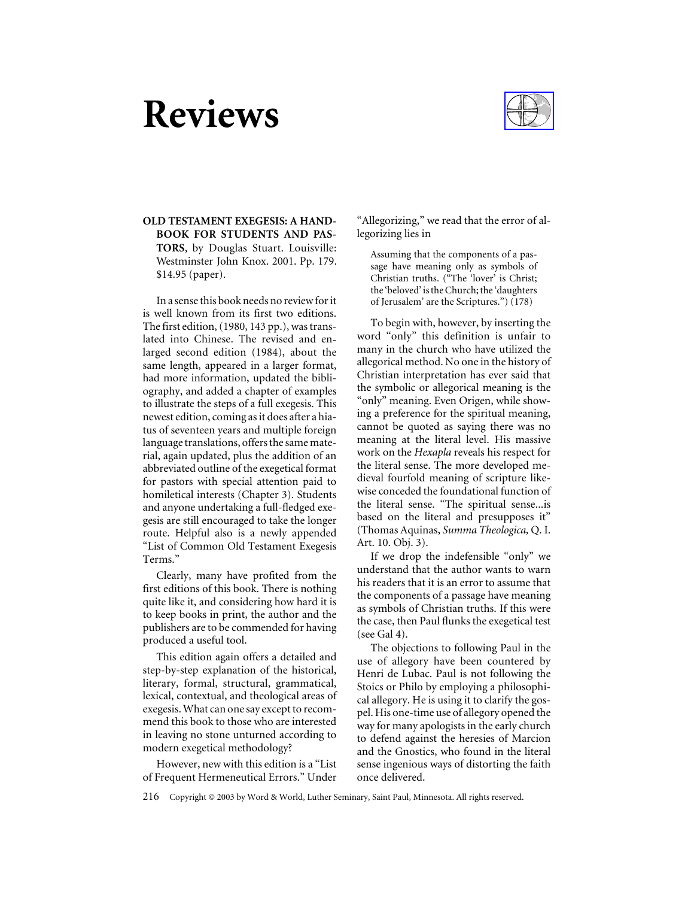# Reviews

**OLD TESTAMENT EXEGESIS: A HANDBOOK FOR STUDENTS AND PASTORS**, by Douglas Stuart. Louisville: Westminster John Knox. 2001. Pp. 179. $14.95 (paper).

In a sense this book needs no review for it is well known from its first two editions. The first edition, (1980, 143 pp.), was translated into Chinese. The revised and enlarged second edition (1984), about the same length, appeared in a larger format, had more information, updated the bibliography, and added a chapter of examples to illustrate the steps of a full exegesis. This newest edition, coming as it does after a hiatus of seventeen years and multiple foreign language translations, offers the same material, again updated, plus the addition of an abbreviated outline of the exegetical format for pastors with special attention paid to homiletical interests (Chapter 3). Students and anyone undertaking a full-fledged exegesis are still encouraged to take the longer route. Helpful also is a newly appended "List of Common Old Testament Exegesis Terms."

Clearly, many have profited from the first editions of this book. There is nothing quite like it, and considering how hard it is to keep books in print, the author and the publishers are to be commended for having produced a useful tool.

This edition again offers a detailed and step-by-step explanation of the historical, literary, formal, structural, grammatical, lexical, contextual, and theological areas of exegesis. What can one say except to recommend this book to those who are interested in leaving no stone unturned according to modern exegetical methodology?

However, new with this edition is a "List of Frequent Hermeneutical Errors." Under "Allegorizing," we read that the error of allegorizing lies in

> Assuming that the components of a passage have meaning only as symbols of Christian truths. ("The 'lover' is Christ; the 'beloved' is the Church; the 'daughters of Jerusalem' are the Scriptures.") (178)

To begin with, however, by inserting the word "only" this definition is unfair to many in the church who have utilized the allegorical method. No one in the history of Christian interpretation has ever said that the symbolic or allegorical meaning is the "only" meaning. Even Origen, while showing a preference for the spiritual meaning, cannot be quoted as saying there was no meaning at the literal level. His massive work on the *Hexapla* reveals his respect for the literal sense. The more developed medieval fourfold meaning of scripture likewise conceded the foundational function of the literal sense. "The spiritual sense...is based on the literal and presupposes it" (Thomas Aquinas, *Summa Theologica,* Q. I. Art. 10. Obj. 3).

If we drop the indefensible "only" we understand that the author wants to warn his readers that it is an error to assume that the components of a passage have meaning as symbols of Christian truths. If this were the case, then Paul flunks the exegetical test (see Gal 4).

The objections to following Paul in the use of allegory have been countered by Henri de Lubac. Paul is not following the Stoics or Philo by employing a philosophical allegory. He is using it to clarify the gospel. His one-time use of allegory opened the way for many apologists in the early church to defend against the heresies of Marcion and the Gnostics, who found in the literal sense ingenious ways of distorting the faith once delivered.

Copyright © 2003 by Word & World, Luther Seminary, Saint Paul, Minnesota. All rights reserved.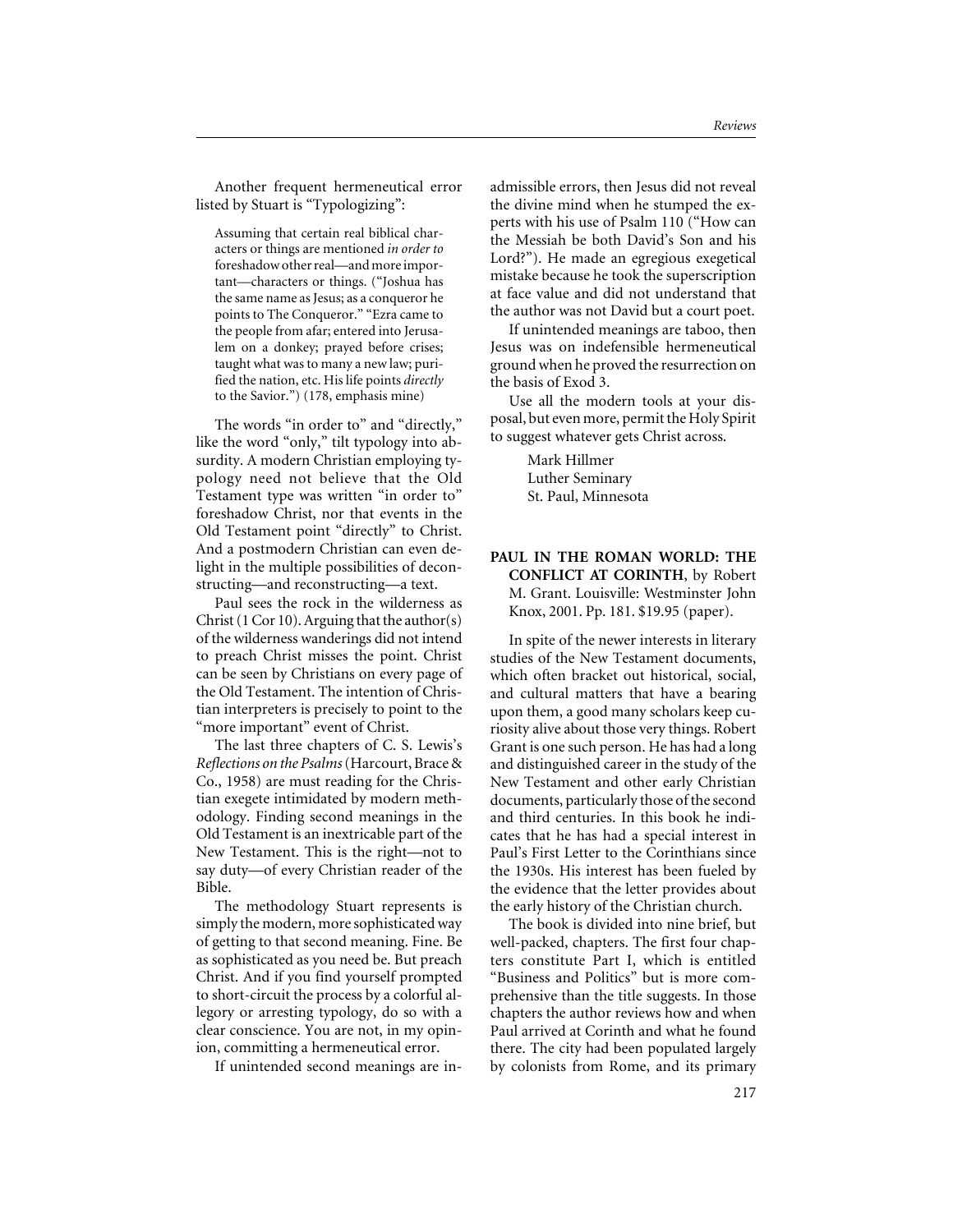Another frequent hermeneutical error listed by Stuart is "Typologizing":

> Assuming that certain real biblical characters or things are mentioned *in order to* foreshadow other real—and more important—characters or things. ("Joshua has the same name as Jesus; as a conqueror he points to The Conqueror." "Ezra came to the people from afar; entered into Jerusalem on a donkey; prayed before crises; taught what was to many a new law; purified the nation, etc. His life points *directly* to the Savior.") (178, emphasis mine)

The words "in order to" and "directly," like the word "only," tilt typology into absurdity. A modern Christian employing typology need not believe that the Old Testament type was written "in order to" foreshadow Christ, nor that events in the Old Testament point "directly" to Christ. And a postmodern Christian can even delight in the multiple possibilities of deconstructing—and reconstructing—a text.

Paul sees the rock in the wilderness as Christ (1 Cor 10). Arguing that the author(s) of the wilderness wanderings did not intend to preach Christ misses the point. Christ can be seen by Christians on every page of the Old Testament. The intention of Christian interpreters is precisely to point to the "more important" event of Christ.

The last three chapters of C. S. Lewis's *Reflections on the Psalms* (Harcourt, Brace & Co., 1958) are must reading for the Christian exegete intimidated by modern methodology. Finding second meanings in the Old Testament is an inextricable part of the New Testament. This is the right—not to say duty—of every Christian reader of the Bible.

The methodology Stuart represents is simply the modern, more sophisticated way of getting to that second meaning. Fine. Be as sophisticated as you need be. But preach Christ. And if you find yourself prompted to short-circuit the process by a colorful allegory or arresting typology, do so with a clear conscience. You are not, in my opinion, committing a hermeneutical error.

If unintended second meanings are inadmissible errors, then Jesus did not reveal the divine mind when he stumped the experts with his use of Psalm 110 ("How can the Messiah be both David's Son and his Lord?"). He made an egregious exegetical mistake because he took the superscription at face value and did not understand that the author was not David but a court poet.

If unintended meanings are taboo, then Jesus was on indefensible hermeneutical ground when he proved the resurrection on the basis of Exod 3.

Use all the modern tools at your disposal, but even more, permit the Holy Spirit to suggest whatever gets Christ across.

Mark Hillmer
Luther Seminary
St. Paul, Minnesota

**PAUL IN THE ROMAN WORLD: THE CONFLICT AT CORINTH**, by Robert M. Grant. Louisville: Westminster John Knox, 2001. Pp. 181. $19.95 (paper).

In spite of the newer interests in literary studies of the New Testament documents, which often bracket out historical, social, and cultural matters that have a bearing upon them, a good many scholars keep curiosity alive about those very things. Robert Grant is one such person. He has had a long and distinguished career in the study of the New Testament and other early Christian documents, particularly those of the second and third centuries. In this book he indicates that he has had a special interest in Paul's First Letter to the Corinthians since the 1930s. His interest has been fueled by the evidence that the letter provides about the early history of the Christian church.

The book is divided into nine brief, but well-packed, chapters. The first four chapters constitute Part I, which is entitled "Business and Politics" but is more comprehensive than the title suggests. In those chapters the author reviews how and when Paul arrived at Corinth and what he found there. The city had been populated largely by colonists from Rome, and its primary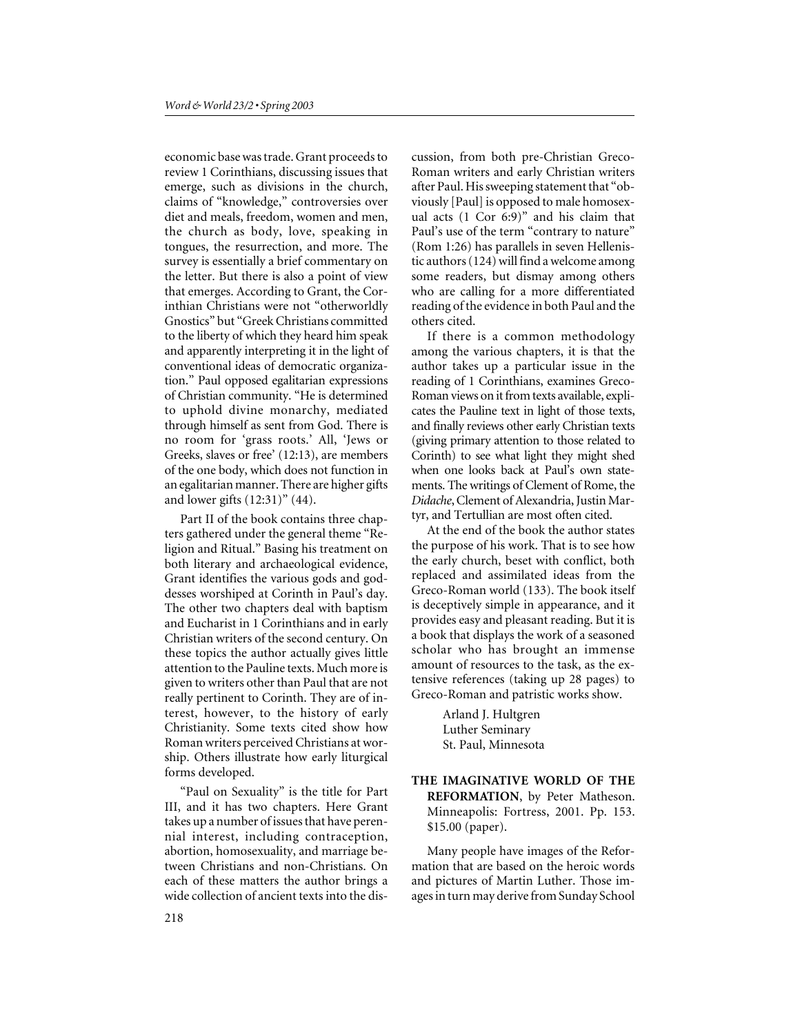economic base was trade. Grant proceeds to review 1 Corinthians, discussing issues that emerge, such as divisions in the church, claims of "knowledge," controversies over diet and meals, freedom, women and men, the church as body, love, speaking in tongues, the resurrection, and more. The survey is essentially a brief commentary on the letter. But there is also a point of view that emerges. According to Grant, the Corinthian Christians were not "otherworldly Gnostics" but "Greek Christians committed to the liberty of which they heard him speak and apparently interpreting it in the light of conventional ideas of democratic organization." Paul opposed egalitarian expressions of Christian community. "He is determined to uphold divine monarchy, mediated through himself as sent from God. There is no room for 'grass roots.' All, 'Jews or Greeks, slaves or free' (12:13), are members of the one body, which does not function in an egalitarian manner. There are higher gifts and lower gifts (12:31)" (44).

Part II of the book contains three chapters gathered under the general theme "Religion and Ritual." Basing his treatment on both literary and archaeological evidence, Grant identifies the various gods and goddesses worshiped at Corinth in Paul's day. The other two chapters deal with baptism and Eucharist in 1 Corinthians and in early Christian writers of the second century. On these topics the author actually gives little attention to the Pauline texts. Much more is given to writers other than Paul that are not really pertinent to Corinth. They are of interest, however, to the history of early Christianity. Some texts cited show how Roman writers perceived Christians at worship. Others illustrate how early liturgical forms developed.

"Paul on Sexuality" is the title for Part III, and it has two chapters. Here Grant takes up a number of issues that have perennial interest, including contraception, abortion, homosexuality, and marriage between Christians and non-Christians. On each of these matters the author brings a wide collection of ancient texts into the discussion, from both pre-Christian Greco-Roman writers and early Christian writers after Paul. His sweeping statement that "obviously [Paul] is opposed to male homosexual acts (1 Cor 6:9)" and his claim that Paul's use of the term "contrary to nature" (Rom 1:26) has parallels in seven Hellenistic authors (124) will find a welcome among some readers, but dismay among others who are calling for a more differentiated reading of the evidence in both Paul and the others cited.

If there is a common methodology among the various chapters, it is that the author takes up a particular issue in the reading of 1 Corinthians, examines Greco-Roman views on it from texts available, explicates the Pauline text in light of those texts, and finally reviews other early Christian texts (giving primary attention to those related to Corinth) to see what light they might shed when one looks back at Paul's own statements. The writings of Clement of Rome, the *Didache*, Clement of Alexandria, Justin Martyr, and Tertullian are most often cited.

At the end of the book the author states the purpose of his work. That is to see how the early church, beset with conflict, both replaced and assimilated ideas from the Greco-Roman world (133). The book itself is deceptively simple in appearance, and it provides easy and pleasant reading. But it is a book that displays the work of a seasoned scholar who has brought an immense amount of resources to the task, as the extensive references (taking up 28 pages) to Greco-Roman and patristic works show.

Arland J. Hultgren
Luther Seminary
St. Paul, Minnesota

**THE IMAGINATIVE WORLD OF THE REFORMATION**, by Peter Matheson. Minneapolis: Fortress, 2001. Pp. 153. $15.00 (paper).

Many people have images of the Reformation that are based on the heroic words and pictures of Martin Luther. Those images in turn may derive from Sunday School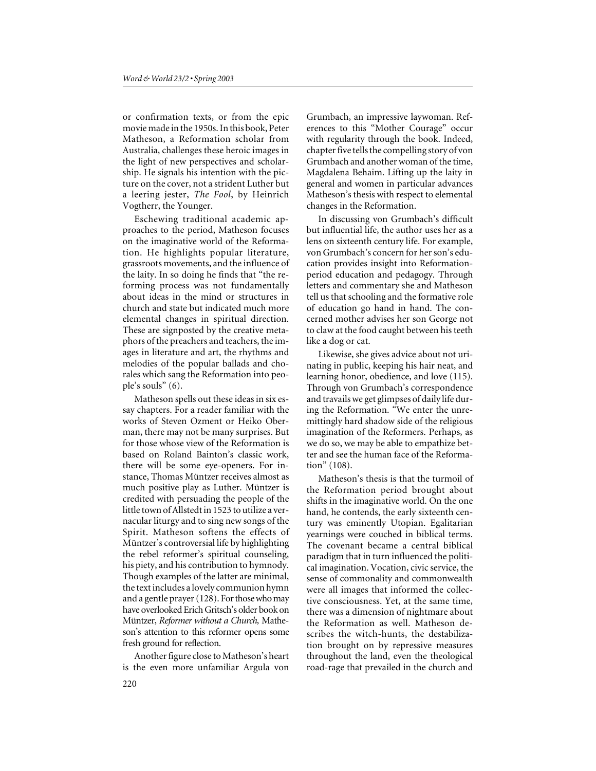or confirmation texts, or from the epic movie made in the 1950s. In this book, Peter Matheson, a Reformation scholar from Australia, challenges these heroic images in the light of new perspectives and scholarship. He signals his intention with the picture on the cover, not a strident Luther but a leering jester, *The Fool*, by Heinrich Vogtherr, the Younger.

Eschewing traditional academic approaches to the period, Matheson focuses on the imaginative world of the Reformation. He highlights popular literature, grassroots movements, and the influence of the laity. In so doing he finds that "the reforming process was not fundamentally about ideas in the mind or structures in church and state but indicated much more elemental changes in spiritual direction. These are signposted by the creative metaphors of the preachers and teachers, the images in literature and art, the rhythms and melodies of the popular ballads and chorales which sang the Reformation into people's souls" (6).

Matheson spells out these ideas in six essay chapters. For a reader familiar with the works of Steven Ozment or Heiko Oberman, there may not be many surprises. But for those whose view of the Reformation is based on Roland Bainton's classic work, there will be some eye-openers. For instance, Thomas Müntzer receives almost as much positive play as Luther. Müntzer is credited with persuading the people of the little town of Allstedt in 1523 to utilize a vernacular liturgy and to sing new songs of the Spirit. Matheson softens the effects of Müntzer's controversial life by highlighting the rebel reformer's spiritual counseling, his piety, and his contribution to hymnody. Though examples of the latter are minimal, the text includes a lovely communion hymn and a gentle prayer (128). For those who may have overlooked Erich Gritsch's older book on Müntzer, *Reformer without a Church,* Matheson's attention to this reformer opens some fresh ground for reflection.

Another figure close to Matheson's heart is the even more unfamiliar Argula von Grumbach, an impressive laywoman. References to this "Mother Courage" occur with regularity through the book. Indeed, chapter five tells the compelling story of von Grumbach and another woman of the time, Magdalena Behaim. Lifting up the laity in general and women in particular advances Matheson's thesis with respect to elemental changes in the Reformation.

In discussing von Grumbach's difficult but influential life, the author uses her as a lens on sixteenth century life. For example, von Grumbach's concern for her son's education provides insight into Reformation-period education and pedagogy. Through letters and commentary she and Matheson tell us that schooling and the formative role of education go hand in hand. The concerned mother advises her son George not to claw at the food caught between his teeth like a dog or cat.

Likewise, she gives advice about not urinating in public, keeping his hair neat, and learning honor, obedience, and love (115). Through von Grumbach's correspondence and travails we get glimpses of daily life during the Reformation. "We enter the unremittingly hard shadow side of the religious imagination of the Reformers. Perhaps, as we do so, we may be able to empathize better and see the human face of the Reformation" (108).

Matheson's thesis is that the turmoil of the Reformation period brought about shifts in the imaginative world. On the one hand, he contends, the early sixteenth century was eminently Utopian. Egalitarian yearnings were couched in biblical terms. The covenant became a central biblical paradigm that in turn influenced the political imagination. Vocation, civic service, the sense of commonality and commonwealth were all images that informed the collective consciousness. Yet, at the same time, there was a dimension of nightmare about the Reformation as well. Matheson describes the witch-hunts, the destabilization brought on by repressive measures throughout the land, even the theological road-rage that prevailed in the church and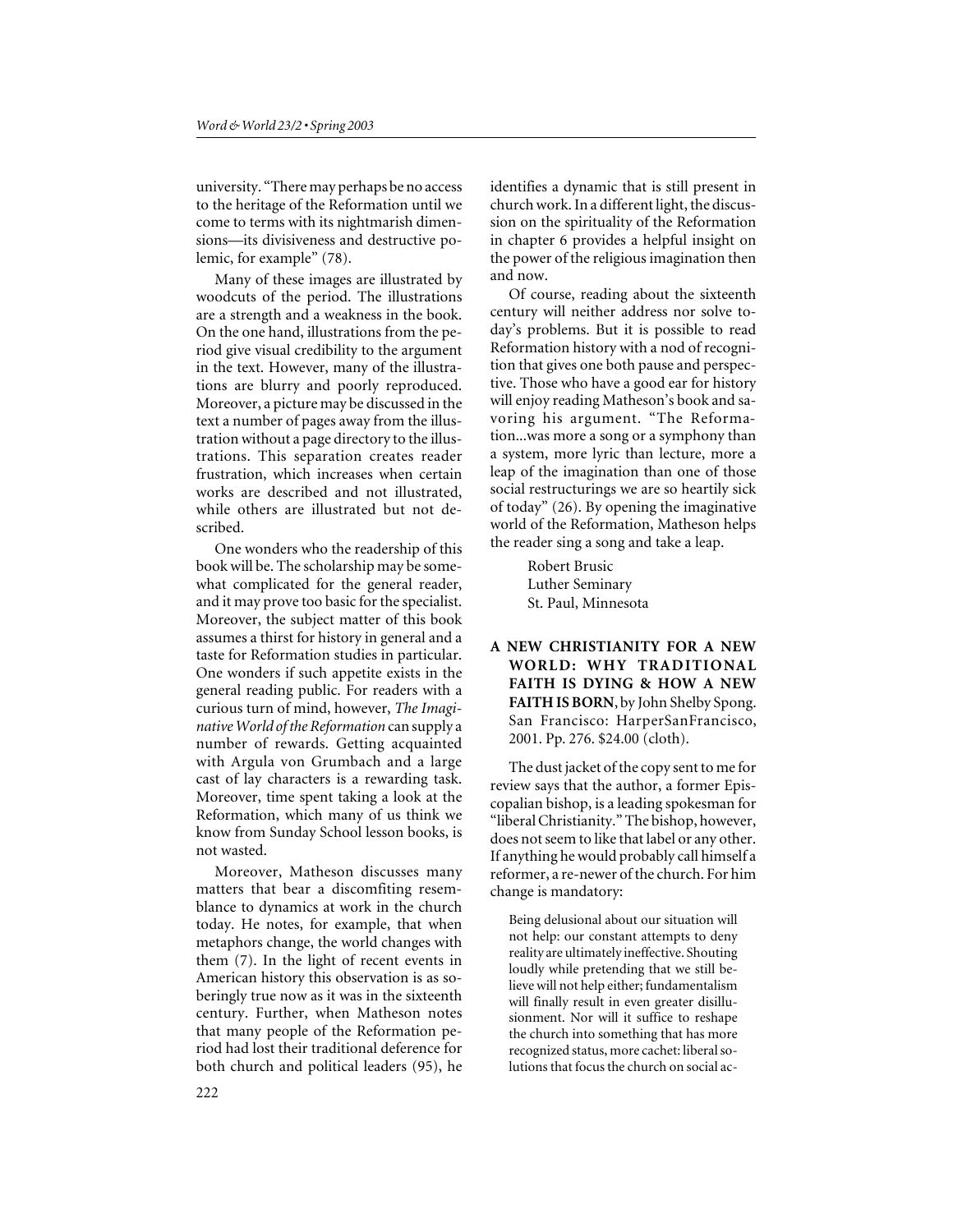university. "There may perhaps be no access to the heritage of the Reformation until we come to terms with its nightmarish dimensions—its divisiveness and destructive polemic, for example" (78).

Many of these images are illustrated by woodcuts of the period. The illustrations are a strength and a weakness in the book. On the one hand, illustrations from the period give visual credibility to the argument in the text. However, many of the illustrations are blurry and poorly reproduced. Moreover, a picture may be discussed in the text a number of pages away from the illustration without a page directory to the illustrations. This separation creates reader frustration, which increases when certain works are described and not illustrated, while others are illustrated but not described.

One wonders who the readership of this book will be. The scholarship may be somewhat complicated for the general reader, and it may prove too basic for the specialist. Moreover, the subject matter of this book assumes a thirst for history in general and a taste for Reformation studies in particular. One wonders if such appetite exists in the general reading public. For readers with a curious turn of mind, however, *The Imaginative World of the Reformation* can supply a number of rewards. Getting acquainted with Argula von Grumbach and a large cast of lay characters is a rewarding task. Moreover, time spent taking a look at the Reformation, which many of us think we know from Sunday School lesson books, is not wasted.

Moreover, Matheson discusses many matters that bear a discomfiting resemblance to dynamics at work in the church today. He notes, for example, that when metaphors change, the world changes with them (7). In the light of recent events in American history this observation is as soberingly true now as it was in the sixteenth century. Further, when Matheson notes that many people of the Reformation period had lost their traditional deference for both church and political leaders (95), he identifies a dynamic that is still present in church work. In a different light, the discussion on the spirituality of the Reformation in chapter 6 provides a helpful insight on the power of the religious imagination then and now.

Of course, reading about the sixteenth century will neither address nor solve today's problems. But it is possible to read Reformation history with a nod of recognition that gives one both pause and perspective. Those who have a good ear for history will enjoy reading Matheson's book and savoring his argument. "The Reformation...was more a song or a symphony than a system, more lyric than lecture, more a leap of the imagination than one of those social restructurings we are so heartily sick of today" (26). By opening the imaginative world of the Reformation, Matheson helps the reader sing a song and take a leap.

Robert Brusic
Luther Seminary
St. Paul, Minnesota

**A NEW CHRISTIANITY FOR A NEW WORLD: WHY TRADITIONAL FAITH IS DYING & HOW A NEW FAITH IS BORN**, by John Shelby Spong. San Francisco: HarperSanFrancisco, 2001. Pp. 276. $24.00 (cloth).

The dust jacket of the copy sent to me for review says that the author, a former Episcopalian bishop, is a leading spokesman for "liberal Christianity." The bishop, however, does not seem to like that label or any other. If anything he would probably call himself a reformer, a re-newer of the church. For him change is mandatory:

> Being delusional about our situation will not help: our constant attempts to deny reality are ultimately ineffective. Shouting loudly while pretending that we still believe will not help either; fundamentalism will finally result in even greater disillusionment. Nor will it suffice to reshape the church into something that has more recognized status, more cachet: liberal solutions that focus the church on social ac-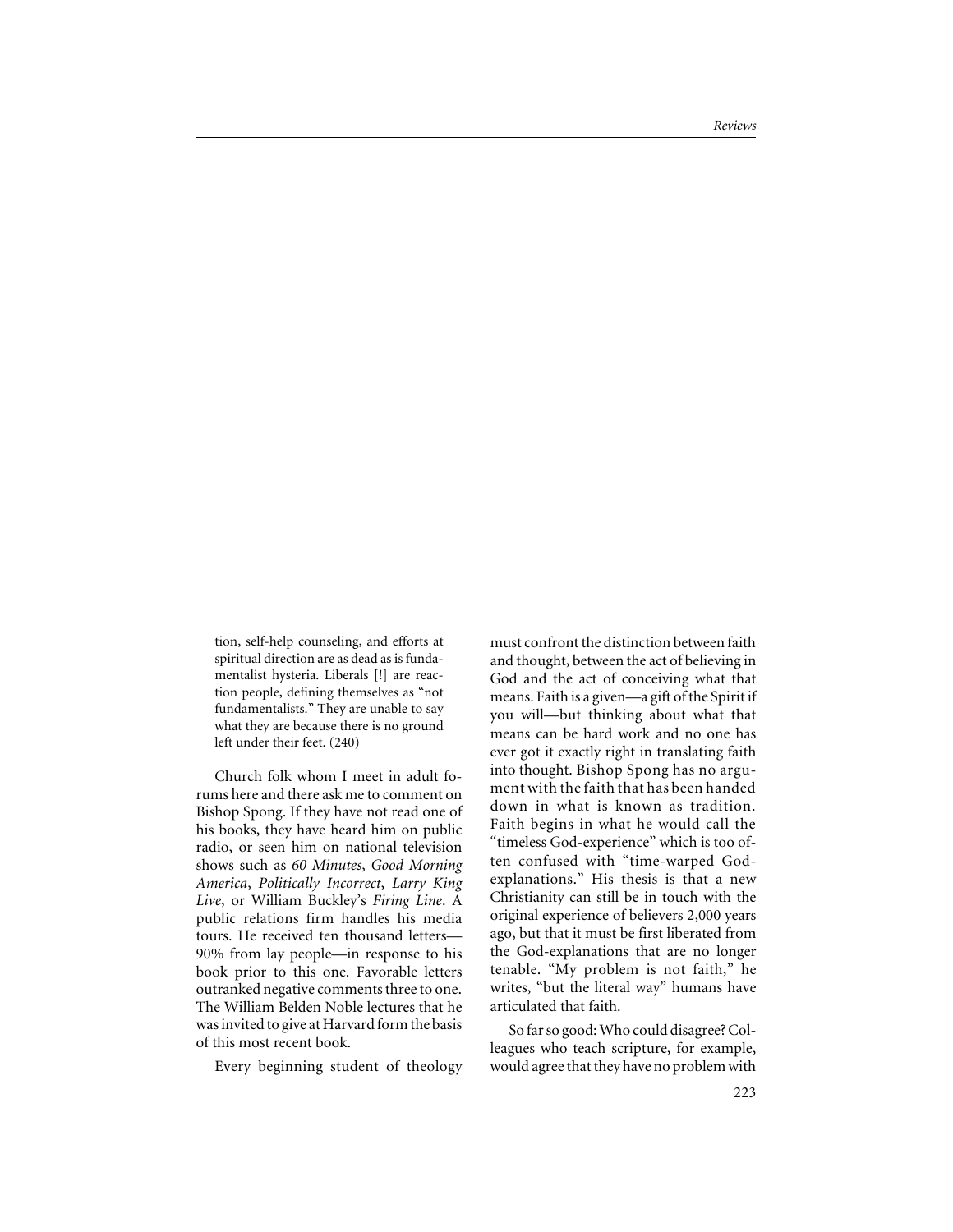tion, self-help counseling, and efforts at spiritual direction are as dead as is fundamentalist hysteria. Liberals [!] are reaction people, defining themselves as "not fundamentalists." They are unable to say what they are because there is no ground left under their feet. (240)

Church folk whom I meet in adult forums here and there ask me to comment on Bishop Spong. If they have not read one of his books, they have heard him on public radio, or seen him on national television shows such as *60 Minutes*, *Good Morning America*, *Politically Incorrect*, *Larry King Live*, or William Buckley's *Firing Line*. A public relations firm handles his media tours. He received ten thousand letters—90% from lay people—in response to his book prior to this one. Favorable letters outranked negative comments three to one. The William Belden Noble lectures that he was invited to give at Harvard form the basis of this most recent book.

Every beginning student of theology must confront the distinction between faith and thought, between the act of believing in God and the act of conceiving what that means. Faith is a given—a gift of the Spirit if you will—but thinking about what that means can be hard work and no one has ever got it exactly right in translating faith into thought. Bishop Spong has no argument with the faith that has been handed down in what is known as tradition. Faith begins in what he would call the "timeless God-experience" which is too often confused with "time-warped God-explanations." His thesis is that a new Christianity can still be in touch with the original experience of believers 2,000 years ago, but that it must be first liberated from the God-explanations that are no longer tenable. "My problem is not faith," he writes, "but the literal way" humans have articulated that faith.

So far so good: Who could disagree? Colleagues who teach scripture, for example, would agree that they have no problem with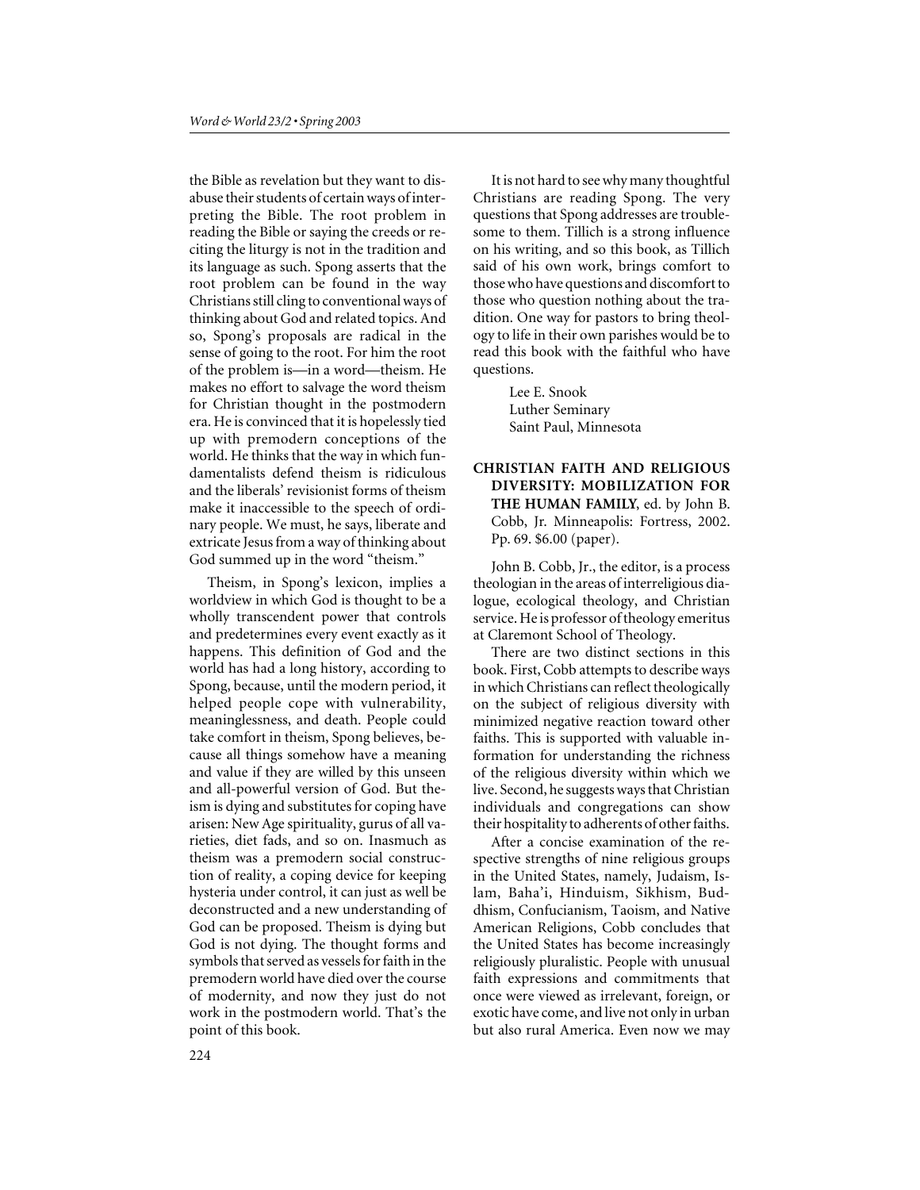the Bible as revelation but they want to disabuse their students of certain ways of interpreting the Bible. The root problem in reading the Bible or saying the creeds or reciting the liturgy is not in the tradition and its language as such. Spong asserts that the root problem can be found in the way Christians still cling to conventional ways of thinking about God and related topics. And so, Spong's proposals are radical in the sense of going to the root. For him the root of the problem is—in a word—theism. He makes no effort to salvage the word theism for Christian thought in the postmodern era. He is convinced that it is hopelessly tied up with premodern conceptions of the world. He thinks that the way in which fundamentalists defend theism is ridiculous and the liberals' revisionist forms of theism make it inaccessible to the speech of ordinary people. We must, he says, liberate and extricate Jesus from a way of thinking about God summed up in the word "theism."

Theism, in Spong's lexicon, implies a worldview in which God is thought to be a wholly transcendent power that controls and predetermines every event exactly as it happens. This definition of God and the world has had a long history, according to Spong, because, until the modern period, it helped people cope with vulnerability, meaninglessness, and death. People could take comfort in theism, Spong believes, because all things somehow have a meaning and value if they are willed by this unseen and all-powerful version of God. But theism is dying and substitutes for coping have arisen: New Age spirituality, gurus of all varieties, diet fads, and so on. Inasmuch as theism was a premodern social construction of reality, a coping device for keeping hysteria under control, it can just as well be deconstructed and a new understanding of God can be proposed. Theism is dying but God is not dying. The thought forms and symbols that served as vessels for faith in the premodern world have died over the course of modernity, and now they just do not work in the postmodern world. That's the point of this book.

It is not hard to see why many thoughtful Christians are reading Spong. The very questions that Spong addresses are troublesome to them. Tillich is a strong influence on his writing, and so this book, as Tillich said of his own work, brings comfort to those who have questions and discomfort to those who question nothing about the tradition. One way for pastors to bring theology to life in their own parishes would be to read this book with the faithful who have questions.

Lee E. Snook
Luther Seminary
Saint Paul, Minnesota

**CHRISTIAN FAITH AND RELIGIOUS DIVERSITY: MOBILIZATION FOR THE HUMAN FAMILY**, ed. by John B. Cobb, Jr. Minneapolis: Fortress, 2002. Pp. 69. $6.00 (paper).

John B. Cobb, Jr., the editor, is a process theologian in the areas of interreligious dialogue, ecological theology, and Christian service. He is professor of theology emeritus at Claremont School of Theology.

There are two distinct sections in this book. First, Cobb attempts to describe ways in which Christians can reflect theologically on the subject of religious diversity with minimized negative reaction toward other faiths. This is supported with valuable information for understanding the richness of the religious diversity within which we live. Second, he suggests ways that Christian individuals and congregations can show their hospitality to adherents of other faiths.

After a concise examination of the respective strengths of nine religious groups in the United States, namely, Judaism, Islam, Baha'i, Hinduism, Sikhism, Buddhism, Confucianism, Taoism, and Native American Religions, Cobb concludes that the United States has become increasingly religiously pluralistic. People with unusual faith expressions and commitments that once were viewed as irrelevant, foreign, or exotic have come, and live not only in urban but also rural America. Even now we may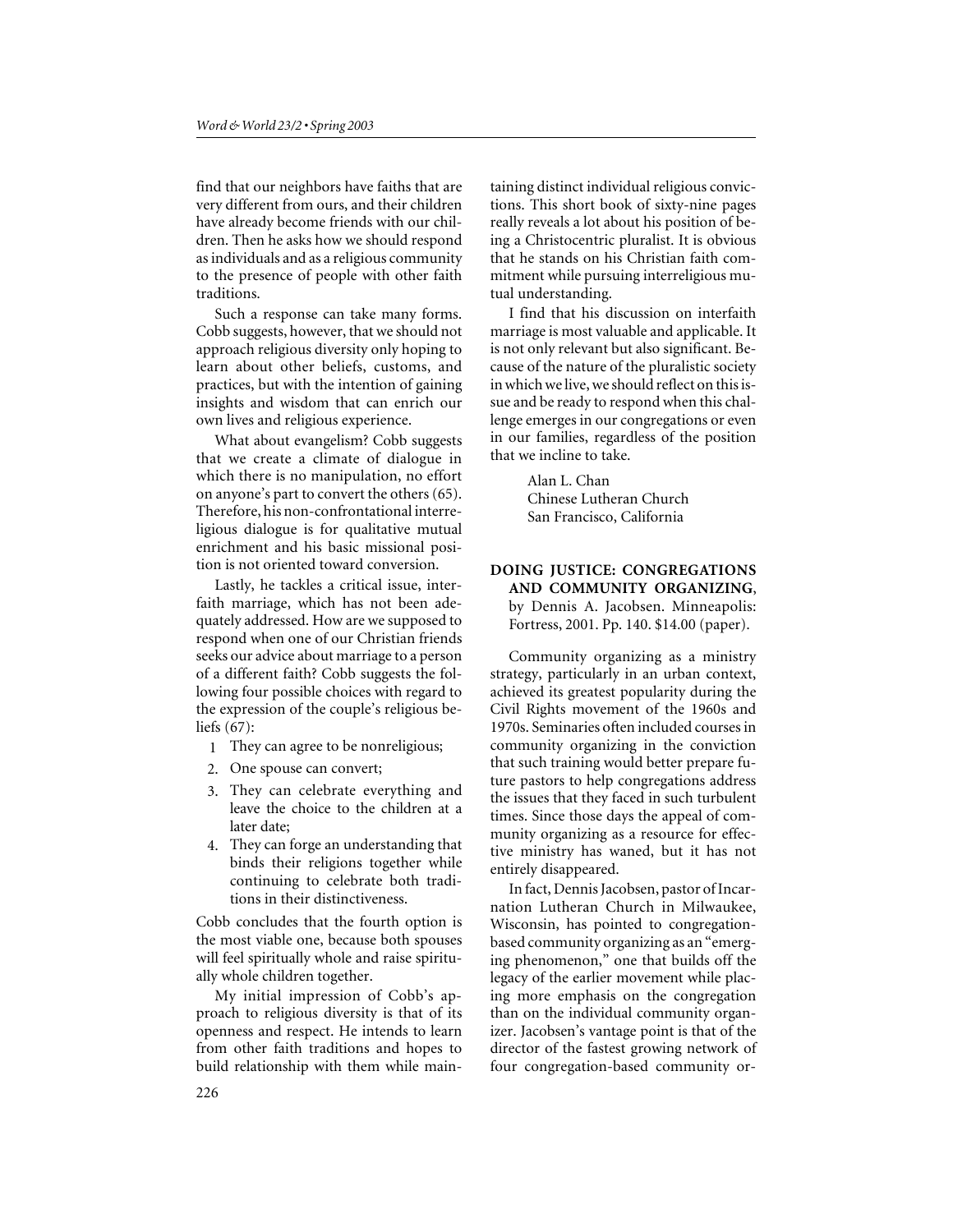find that our neighbors have faiths that are very different from ours, and their children have already become friends with our children. Then he asks how we should respond as individuals and as a religious community to the presence of people with other faith traditions.

Such a response can take many forms. Cobb suggests, however, that we should not approach religious diversity only hoping to learn about other beliefs, customs, and practices, but with the intention of gaining insights and wisdom that can enrich our own lives and religious experience.

What about evangelism? Cobb suggests that we create a climate of dialogue in which there is no manipulation, no effort on anyone's part to convert the others (65). Therefore, his non-confrontational interreligious dialogue is for qualitative mutual enrichment and his basic missional position is not oriented toward conversion.

Lastly, he tackles a critical issue, interfaith marriage, which has not been adequately addressed. How are we supposed to respond when one of our Christian friends seeks our advice about marriage to a person of a different faith? Cobb suggests the following four possible choices with regard to the expression of the couple's religious beliefs (67):

1. They can agree to be nonreligious;
2. One spouse can convert;
3. They can celebrate everything and leave the choice to the children at a later date;
4. They can forge an understanding that binds their religions together while continuing to celebrate both traditions in their distinctiveness.

Cobb concludes that the fourth option is the most viable one, because both spouses will feel spiritually whole and raise spiritually whole children together.

My initial impression of Cobb's approach to religious diversity is that of its openness and respect. He intends to learn from other faith traditions and hopes to build relationship with them while maintaining distinct individual religious convictions. This short book of sixty-nine pages really reveals a lot about his position of being a Christocentric pluralist. It is obvious that he stands on his Christian faith commitment while pursuing interreligious mutual understanding.

I find that his discussion on interfaith marriage is most valuable and applicable. It is not only relevant but also significant. Because of the nature of the pluralistic society in which we live, we should reflect on this issue and be ready to respond when this challenge emerges in our congregations or even in our families, regardless of the position that we incline to take.

Alan L. Chan
Chinese Lutheran Church
San Francisco, California

**DOING JUSTICE: CONGREGATIONS AND COMMUNITY ORGANIZING**, by Dennis A. Jacobsen. Minneapolis: Fortress, 2001. Pp. 140. $14.00 (paper).

Community organizing as a ministry strategy, particularly in an urban context, achieved its greatest popularity during the Civil Rights movement of the 1960s and 1970s. Seminaries often included courses in community organizing in the conviction that such training would better prepare future pastors to help congregations address the issues that they faced in such turbulent times. Since those days the appeal of community organizing as a resource for effective ministry has waned, but it has not entirely disappeared.

In fact, Dennis Jacobsen, pastor of Incarnation Lutheran Church in Milwaukee, Wisconsin, has pointed to congregation-based community organizing as an "emerging phenomenon," one that builds off the legacy of the earlier movement while placing more emphasis on the congregation than on the individual community organizer. Jacobsen's vantage point is that of the director of the fastest growing network of four congregation-based community or-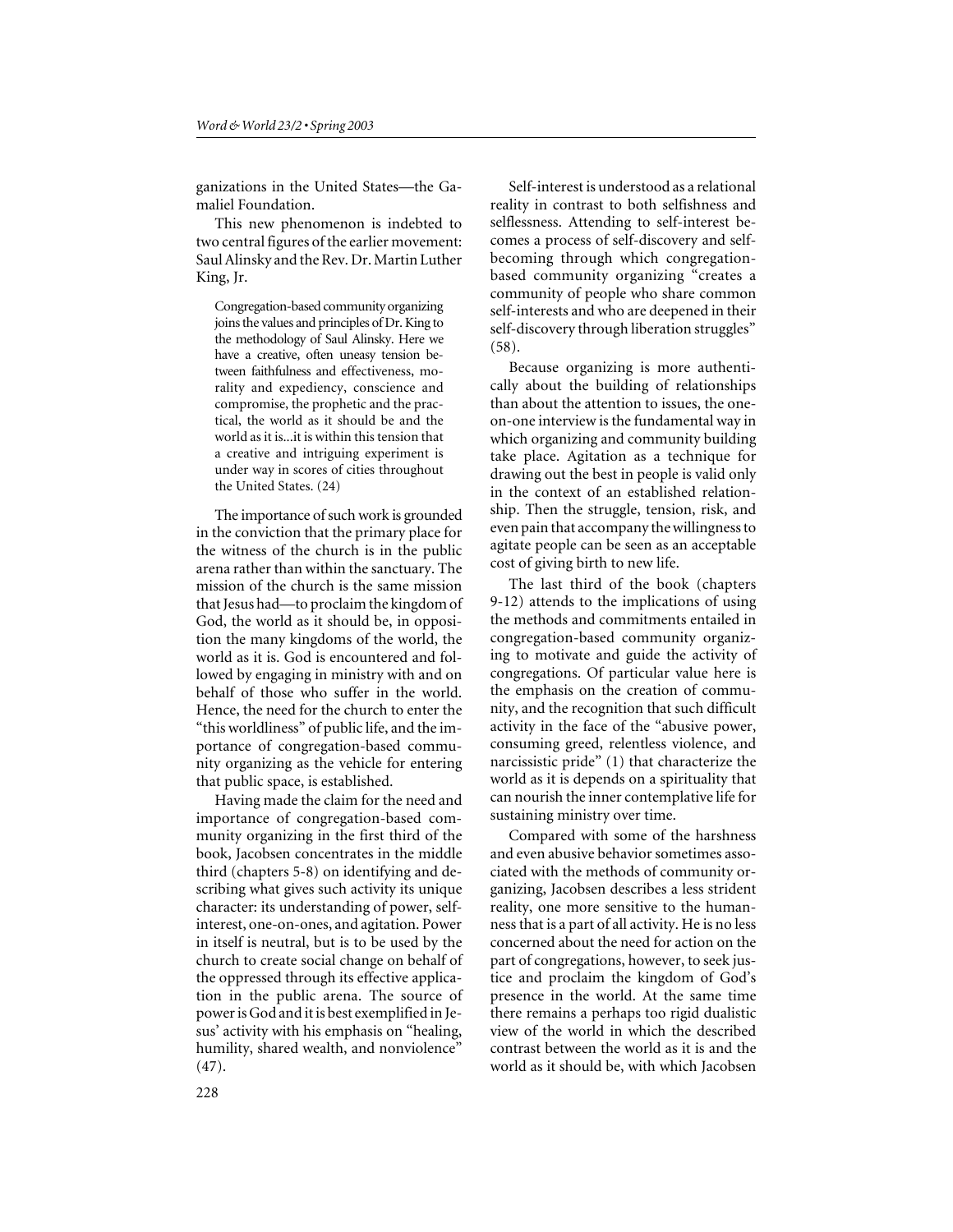ganizations in the United States—the Gamaliel Foundation.

This new phenomenon is indebted to two central figures of the earlier movement: Saul Alinsky and the Rev. Dr. Martin Luther King, Jr.

> Congregation-based community organizing joins the values and principles of Dr. King to the methodology of Saul Alinsky. Here we have a creative, often uneasy tension between faithfulness and effectiveness, morality and expediency, conscience and compromise, the prophetic and the practical, the world as it should be and the world as it is...it is within this tension that a creative and intriguing experiment is under way in scores of cities throughout the United States. (24)

The importance of such work is grounded in the conviction that the primary place for the witness of the church is in the public arena rather than within the sanctuary. The mission of the church is the same mission that Jesus had—to proclaim the kingdom of God, the world as it should be, in opposition the many kingdoms of the world, the world as it is. God is encountered and followed by engaging in ministry with and on behalf of those who suffer in the world. Hence, the need for the church to enter the "this worldliness" of public life, and the importance of congregation-based community organizing as the vehicle for entering that public space, is established.

Having made the claim for the need and importance of congregation-based community organizing in the first third of the book, Jacobsen concentrates in the middle third (chapters 5-8) on identifying and describing what gives such activity its unique character: its understanding of power, self-interest, one-on-ones, and agitation. Power in itself is neutral, but is to be used by the church to create social change on behalf of the oppressed through its effective application in the public arena. The source of power is God and it is best exemplified in Jesus' activity with his emphasis on "healing, humility, shared wealth, and nonviolence" (47).

Self-interest is understood as a relational reality in contrast to both selfishness and selflessness. Attending to self-interest becomes a process of self-discovery and self-becoming through which congregation-based community organizing "creates a community of people who share common self-interests and who are deepened in their self-discovery through liberation struggles" (58).

Because organizing is more authentically about the building of relationships than about the attention to issues, the one-on-one interview is the fundamental way in which organizing and community building take place. Agitation as a technique for drawing out the best in people is valid only in the context of an established relationship. Then the struggle, tension, risk, and even pain that accompany the willingness to agitate people can be seen as an acceptable cost of giving birth to new life.

The last third of the book (chapters 9-12) attends to the implications of using the methods and commitments entailed in congregation-based community organizing to motivate and guide the activity of congregations. Of particular value here is the emphasis on the creation of community, and the recognition that such difficult activity in the face of the "abusive power, consuming greed, relentless violence, and narcissistic pride" (1) that characterize the world as it is depends on a spirituality that can nourish the inner contemplative life for sustaining ministry over time.

Compared with some of the harshness and even abusive behavior sometimes associated with the methods of community organizing, Jacobsen describes a less strident reality, one more sensitive to the humanness that is a part of all activity. He is no less concerned about the need for action on the part of congregations, however, to seek justice and proclaim the kingdom of God's presence in the world. At the same time there remains a perhaps too rigid dualistic view of the world in which the described contrast between the world as it is and the world as it should be, with which Jacobsen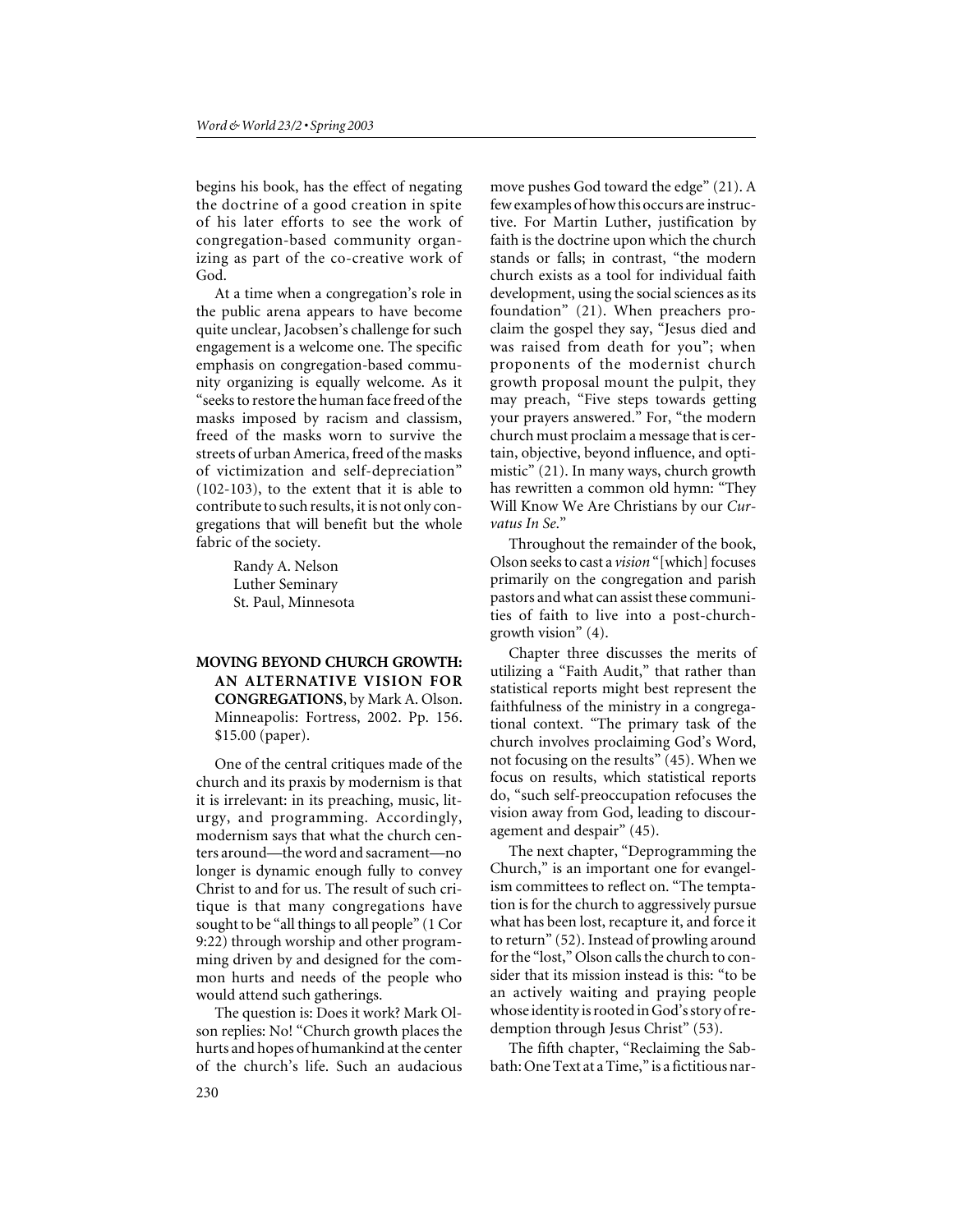begins his book, has the effect of negating the doctrine of a good creation in spite of his later efforts to see the work of congregation-based community organizing as part of the co-creative work of God.

At a time when a congregation's role in the public arena appears to have become quite unclear, Jacobsen's challenge for such engagement is a welcome one. The specific emphasis on congregation-based community organizing is equally welcome. As it "seeks to restore the human face freed of the masks imposed by racism and classism, freed of the masks worn to survive the streets of urban America, freed of the masks of victimization and self-depreciation" (102-103), to the extent that it is able to contribute to such results, it is not only congregations that will benefit but the whole fabric of the society.

Randy A. Nelson
Luther Seminary
St. Paul, Minnesota

**MOVING BEYOND CHURCH GROWTH: AN ALTERNATIVE VISION FOR CONGREGATIONS**, by Mark A. Olson. Minneapolis: Fortress, 2002. Pp. 156. $15.00 (paper).

One of the central critiques made of the church and its praxis by modernism is that it is irrelevant: in its preaching, music, liturgy, and programming. Accordingly, modernism says that what the church centers around—the word and sacrament—no longer is dynamic enough fully to convey Christ to and for us. The result of such critique is that many congregations have sought to be "all things to all people" (1 Cor 9:22) through worship and other programming driven by and designed for the common hurts and needs of the people who would attend such gatherings.

The question is: Does it work? Mark Olson replies: No! "Church growth places the hurts and hopes of humankind at the center of the church's life. Such an audacious move pushes God toward the edge" (21). A few examples of how this occurs are instructive. For Martin Luther, justification by faith is the doctrine upon which the church stands or falls; in contrast, "the modern church exists as a tool for individual faith development, using the social sciences as its foundation" (21). When preachers proclaim the gospel they say, "Jesus died and was raised from death for you"; when proponents of the modernist church growth proposal mount the pulpit, they may preach, "Five steps towards getting your prayers answered." For, "the modern church must proclaim a message that is certain, objective, beyond influence, and optimistic" (21). In many ways, church growth has rewritten a common old hymn: "They Will Know We Are Christians by our *Curvatus In Se*."

Throughout the remainder of the book, Olson seeks to cast a *vision* "[which] focuses primarily on the congregation and parish pastors and what can assist these communities of faith to live into a post-church-growth vision" (4).

Chapter three discusses the merits of utilizing a "Faith Audit," that rather than statistical reports might best represent the faithfulness of the ministry in a congregational context. "The primary task of the church involves proclaiming God's Word, not focusing on the results" (45). When we focus on results, which statistical reports do, "such self-preoccupation refocuses the vision away from God, leading to discouragement and despair" (45).

The next chapter, "Deprogramming the Church," is an important one for evangelism committees to reflect on. "The temptation is for the church to aggressively pursue what has been lost, recapture it, and force it to return" (52). Instead of prowling around for the "lost," Olson calls the church to consider that its mission instead is this: "to be an actively waiting and praying people whose identity is rooted in God's story of redemption through Jesus Christ" (53).

The fifth chapter, "Reclaiming the Sabbath: One Text at a Time," is a fictitious nar-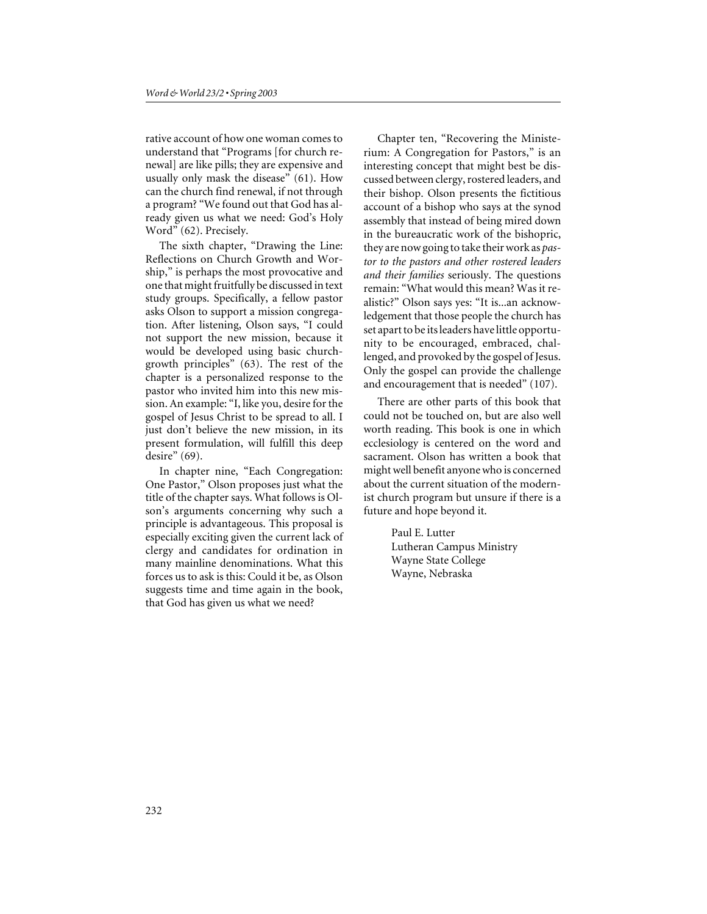rative account of how one woman comes to understand that "Programs [for church renewal] are like pills; they are expensive and usually only mask the disease" (61). How can the church find renewal, if not through a program? "We found out that God has already given us what we need: God's Holy Word" (62). Precisely.

The sixth chapter, "Drawing the Line: Reflections on Church Growth and Worship," is perhaps the most provocative and one that might fruitfully be discussed in text study groups. Specifically, a fellow pastor asks Olson to support a mission congregation. After listening, Olson says, "I could not support the new mission, because it would be developed using basic church-growth principles" (63). The rest of the chapter is a personalized response to the pastor who invited him into this new mission. An example: "I, like you, desire for the gospel of Jesus Christ to be spread to all. I just don't believe the new mission, in its present formulation, will fulfill this deep desire" (69).

In chapter nine, "Each Congregation: One Pastor," Olson proposes just what the title of the chapter says. What follows is Olson's arguments concerning why such a principle is advantageous. This proposal is especially exciting given the current lack of clergy and candidates for ordination in many mainline denominations. What this forces us to ask is this: Could it be, as Olson suggests time and time again in the book, that God has given us what we need?

Chapter ten, "Recovering the Ministerium: A Congregation for Pastors," is an interesting concept that might best be discussed between clergy, rostered leaders, and their bishop. Olson presents the fictitious account of a bishop who says at the synod assembly that instead of being mired down in the bureaucratic work of the bishopric, they are now going to take their work as *pastor to the pastors and other rostered leaders and their families* seriously. The questions remain: "What would this mean? Was it realistic?" Olson says yes: "It is...an acknowledgement that those people the church has set apart to be its leaders have little opportunity to be encouraged, embraced, challenged, and provoked by the gospel of Jesus. Only the gospel can provide the challenge and encouragement that is needed" (107).

There are other parts of this book that could not be touched on, but are also well worth reading. This book is one in which ecclesiology is centered on the word and sacrament. Olson has written a book that might well benefit anyone who is concerned about the current situation of the modernist church program but unsure if there is a future and hope beyond it.

Paul E. Lutter
Lutheran Campus Ministry
Wayne State College
Wayne, Nebraska